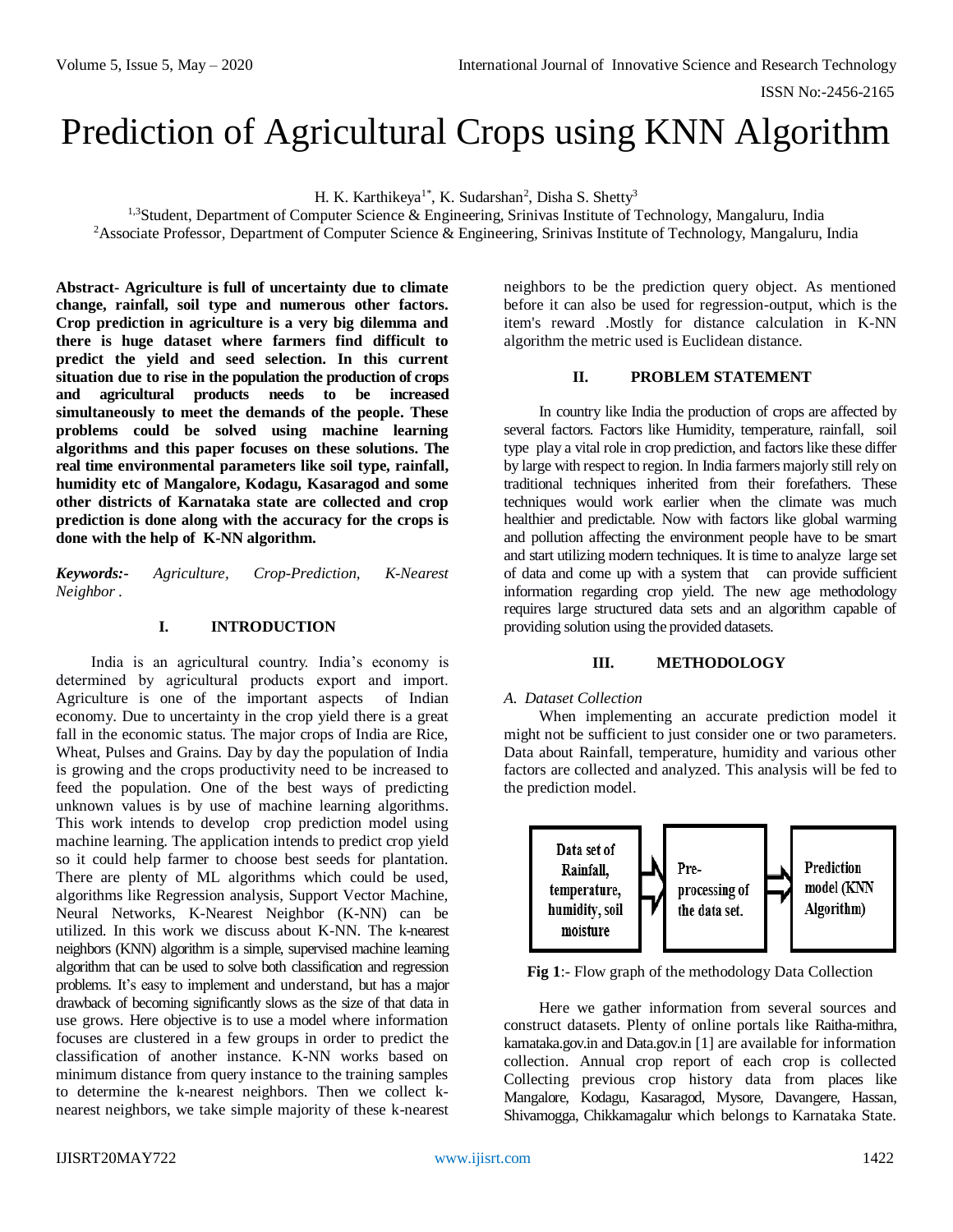# Prediction of Agricultural Crops using KNN Algorithm

H. K. Karthikeya[1*], K. Sudarshan[2], Disha S. Shetty[3]

[1,3]Student, Department of Computer Science & Engineering, Srinivas Institute of Technology, Mangaluru, India
[2]Associate Professor, Department of Computer Science & Engineering, Srinivas Institute of Technology, Mangaluru, India

**Abstract- Agriculture is full of uncertainty due to climate change, rainfall, soil type and numerous other factors. Crop prediction in agriculture is a very big dilemma and there is huge dataset where farmers find difficult to predict the yield and seed selection. In this current situation due to rise in the population the production of crops and agricultural products needs to be increased simultaneously to meet the demands of the people. These problems could be solved using machine learning algorithms and this paper focuses on these solutions. The real time environmental parameters like soil type, rainfall, humidity etc of Mangalore, Kodagu, Kasaragod and some other districts of Karnataka state are collected and crop prediction is done along with the accuracy for the crops is done with the help of K-NN algorithm.**

***Keywords:-*** *Agriculture, Crop-Prediction, K-Nearest Neighbor .*

## I. INTRODUCTION

India is an agricultural country. India's economy is determined by agricultural products export and import. Agriculture is one of the important aspects of Indian economy. Due to uncertainty in the crop yield there is a great fall in the economic status. The major crops of India are Rice, Wheat, Pulses and Grains. Day by day the population of India is growing and the crops productivity need to be increased to feed the population. One of the best ways of predicting unknown values is by use of machine learning algorithms. This work intends to develop crop prediction model using machine learning. The application intends to predict crop yield so it could help farmer to choose best seeds for plantation. There are plenty of ML algorithms which could be used, algorithms like Regression analysis, Support Vector Machine, Neural Networks, K-Nearest Neighbor (K-NN) can be utilized. In this work we discuss about K-NN. The k-nearest neighbors (KNN) algorithm is a simple, supervised machine learning algorithm that can be used to solve both classification and regression problems. It's easy to implement and understand, but has a major drawback of becoming significantly slows as the size of that data in use grows. Here objective is to use a model where information focuses are clustered in a few groups in order to predict the classification of another instance. K-NN works based on minimum distance from query instance to the training samples to determine the k-nearest neighbors. Then we collect k-nearest neighbors, we take simple majority of these k-nearest neighbors to be the prediction query object. As mentioned before it can also be used for regression-output, which is the item's reward .Mostly for distance calculation in K-NN algorithm the metric used is Euclidean distance.

## II. PROBLEM STATEMENT

In country like India the production of crops are affected by several factors. Factors like Humidity, temperature, rainfall, soil type play a vital role in crop prediction, and factors like these differ by large with respect to region. In India farmers majorly still rely on traditional techniques inherited from their forefathers. These techniques would work earlier when the climate was much healthier and predictable. Now with factors like global warming and pollution affecting the environment people have to be smart and start utilizing modern techniques. It is time to analyze large set of data and come up with a system that can provide sufficient information regarding crop yield. The new age methodology requires large structured data sets and an algorithm capable of providing solution using the provided datasets.

## III. METHODOLOGY

### *A. Dataset Collection*

When implementing an accurate prediction model it might not be sufficient to just consider one or two parameters. Data about Rainfall, temperature, humidity and various other factors are collected and analyzed. This analysis will be fed to the prediction model.

Data set of Rainfall, temperature, humidity, soil moisture → Pre-processing of the data set. → Prediction model (KNN Algorithm)

**Fig 1**:- Flow graph of the methodology Data Collection

Here we gather information from several sources and construct datasets. Plenty of online portals like Raitha-mithra, karnataka.gov.in and Data.gov.in [1] are available for information collection. Annual crop report of each crop is collected Collecting previous crop history data from places like Mangalore, Kodagu, Kasaragod, Mysore, Davangere, Hassan, Shivamogga, Chikkamagalur which belongs to Karnataka State.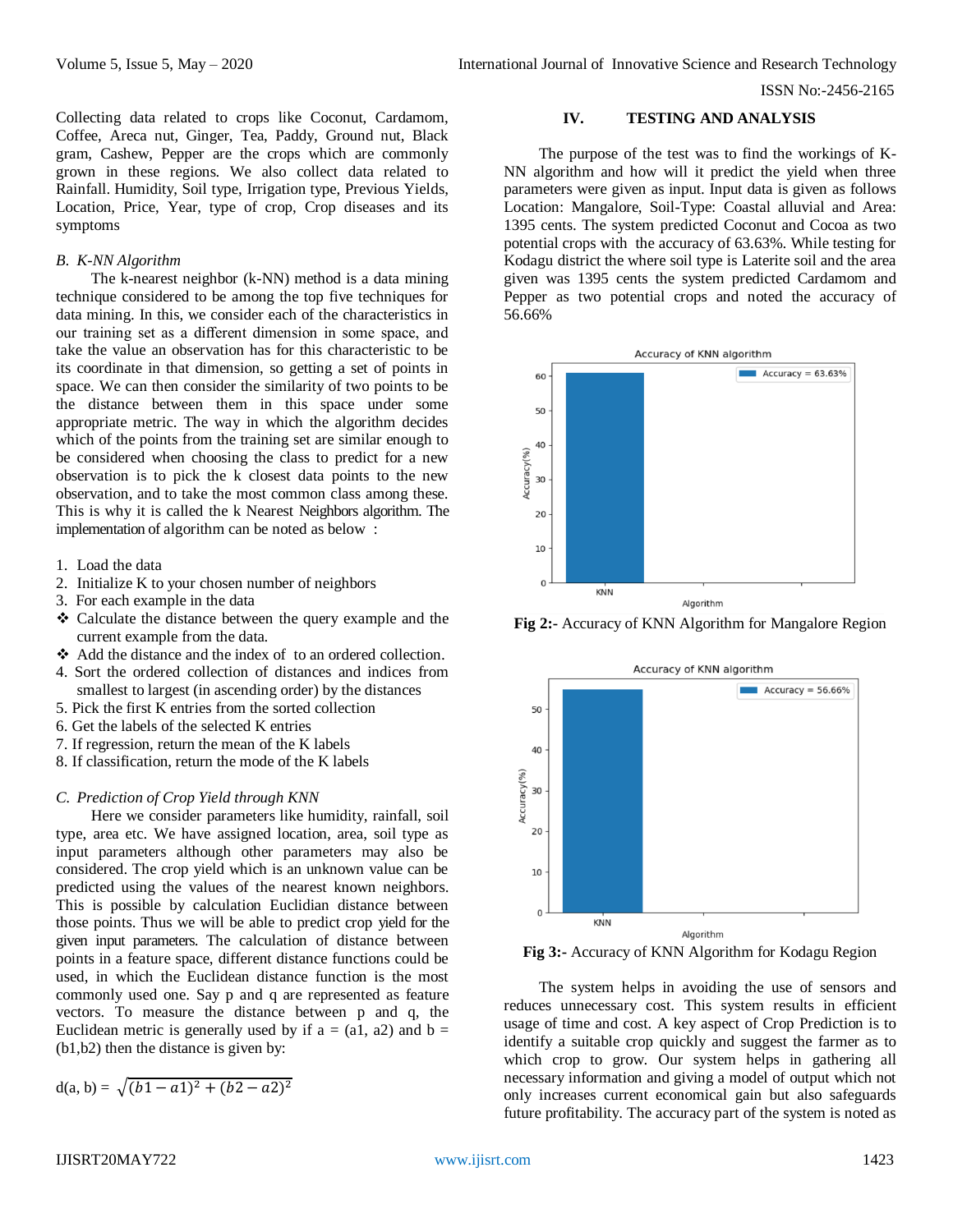Collecting data related to crops like Coconut, Cardamom, Coffee, Areca nut, Ginger, Tea, Paddy, Ground nut, Black gram, Cashew, Pepper are the crops which are commonly grown in these regions. We also collect data related to Rainfall. Humidity, Soil type, Irrigation type, Previous Yields, Location, Price, Year, type of crop, Crop diseases and its symptoms

### *B. K-NN Algorithm*

The k-nearest neighbor (k-NN) method is a data mining technique considered to be among the top five techniques for data mining. In this, we consider each of the characteristics in our training set as a different dimension in some space, and take the value an observation has for this characteristic to be its coordinate in that dimension, so getting a set of points in space. We can then consider the similarity of two points to be the distance between them in this space under some appropriate metric. The way in which the algorithm decides which of the points from the training set are similar enough to be considered when choosing the class to predict for a new observation is to pick the k closest data points to the new observation, and to take the most common class among these. This is why it is called the k Nearest Neighbors algorithm. The implementation of algorithm can be noted as below :

1. Load the data
2. Initialize K to your chosen number of neighbors
3. For each example in the data
   - Calculate the distance between the query example and the current example from the data.
   - Add the distance and the index of to an ordered collection.
4. Sort the ordered collection of distances and indices from smallest to largest (in ascending order) by the distances
5. Pick the first K entries from the sorted collection
6. Get the labels of the selected K entries
7. If regression, return the mean of the K labels
8. If classification, return the mode of the K labels

### *C. Prediction of Crop Yield through KNN*

Here we consider parameters like humidity, rainfall, soil type, area etc. We have assigned location, area, soil type as input parameters although other parameters may also be considered. The crop yield which is an unknown value can be predicted using the values of the nearest known neighbors. This is possible by calculation Euclidian distance between those points. Thus we will be able to predict crop yield for the given input parameters. The calculation of distance between points in a feature space, different distance functions could be used, in which the Euclidean distance function is the most commonly used one. Say p and q are represented as feature vectors. To measure the distance between p and q, the Euclidean metric is generally used by if a = (a1, a2) and b = (b1,b2) then the distance is given by:

$$d(a, b) = \sqrt{(b1 - a1)^2 + (b2 - a2)^2}$$

## IV. TESTING AND ANALYSIS

The purpose of the test was to find the workings of K-NN algorithm and how will it predict the yield when three parameters were given as input. Input data is given as follows Location: Mangalore, Soil-Type: Coastal alluvial and Area: 1395 cents. The system predicted Coconut and Cocoa as two potential crops with the accuracy of 63.63%. While testing for Kodagu district the where soil type is Laterite soil and the area given was 1395 cents the system predicted Cardamom and Pepper as two potential crops and noted the accuracy of 56.66%

**Fig 2:-** Accuracy of KNN Algorithm for Mangalore Region

**Fig 3:-** Accuracy of KNN Algorithm for Kodagu Region

The system helps in avoiding the use of sensors and reduces unnecessary cost. This system results in efficient usage of time and cost. A key aspect of Crop Prediction is to identify a suitable crop quickly and suggest the farmer as to which crop to grow. Our system helps in gathering all necessary information and giving a model of output which not only increases current economical gain but also safeguards future profitability. The accuracy part of the system is noted as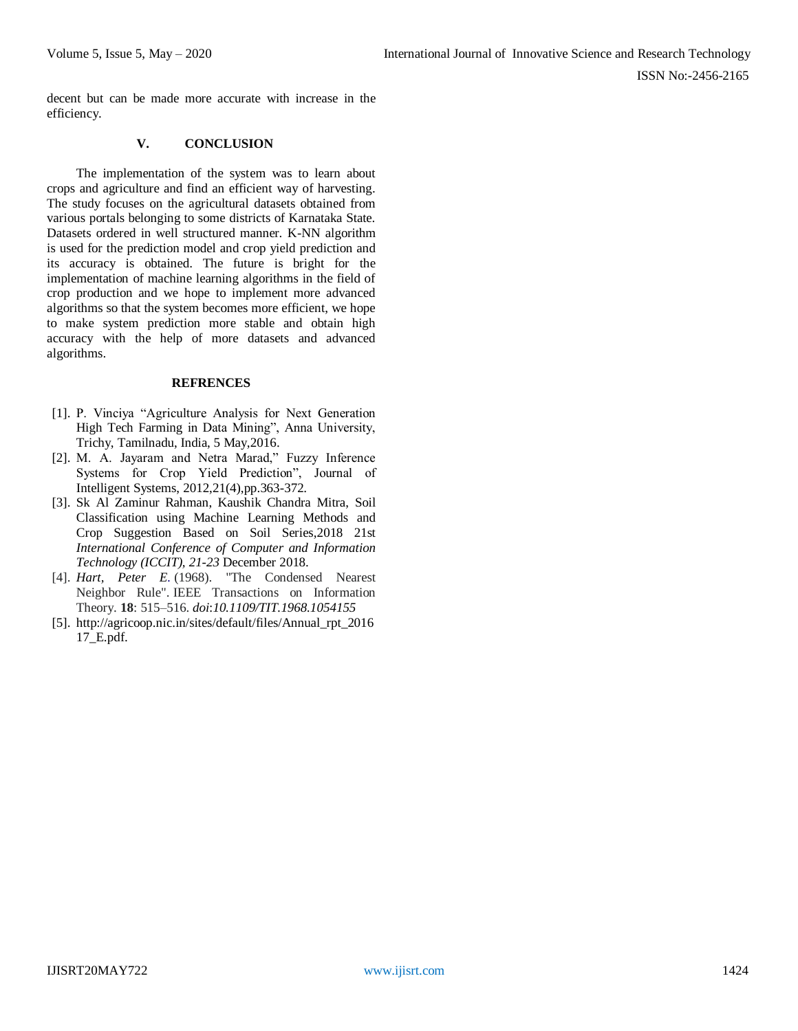decent but can be made more accurate with increase in the efficiency.

## V. CONCLUSION

The implementation of the system was to learn about crops and agriculture and find an efficient way of harvesting. The study focuses on the agricultural datasets obtained from various portals belonging to some districts of Karnataka State. Datasets ordered in well structured manner. K-NN algorithm is used for the prediction model and crop yield prediction and its accuracy is obtained. The future is bright for the implementation of machine learning algorithms in the field of crop production and we hope to implement more advanced algorithms so that the system becomes more efficient, we hope to make system prediction more stable and obtain high accuracy with the help of more datasets and advanced algorithms.

## REFRENCES

[1]. P. Vinciya "Agriculture Analysis for Next Generation High Tech Farming in Data Mining", Anna University, Trichy, Tamilnadu, India, 5 May,2016.

[2]. M. A. Jayaram and Netra Marad," Fuzzy Inference Systems for Crop Yield Prediction", Journal of Intelligent Systems, 2012,21(4),pp.363-372.

[3]. Sk Al Zaminur Rahman, Kaushik Chandra Mitra, Soil Classification using Machine Learning Methods and Crop Suggestion Based on Soil Series,2018 21st *International Conference of Computer and Information Technology (ICCIT), 21-23* December 2018.

[4]. *Hart, Peter E.* (1968). "The Condensed Nearest Neighbor Rule". IEEE Transactions on Information Theory. **18**: 515–516. *doi*:*10.1109/TIT.1968.1054155*

[5]. http://agricoop.nic.in/sites/default/files/Annual_rpt_201617_E.pdf.